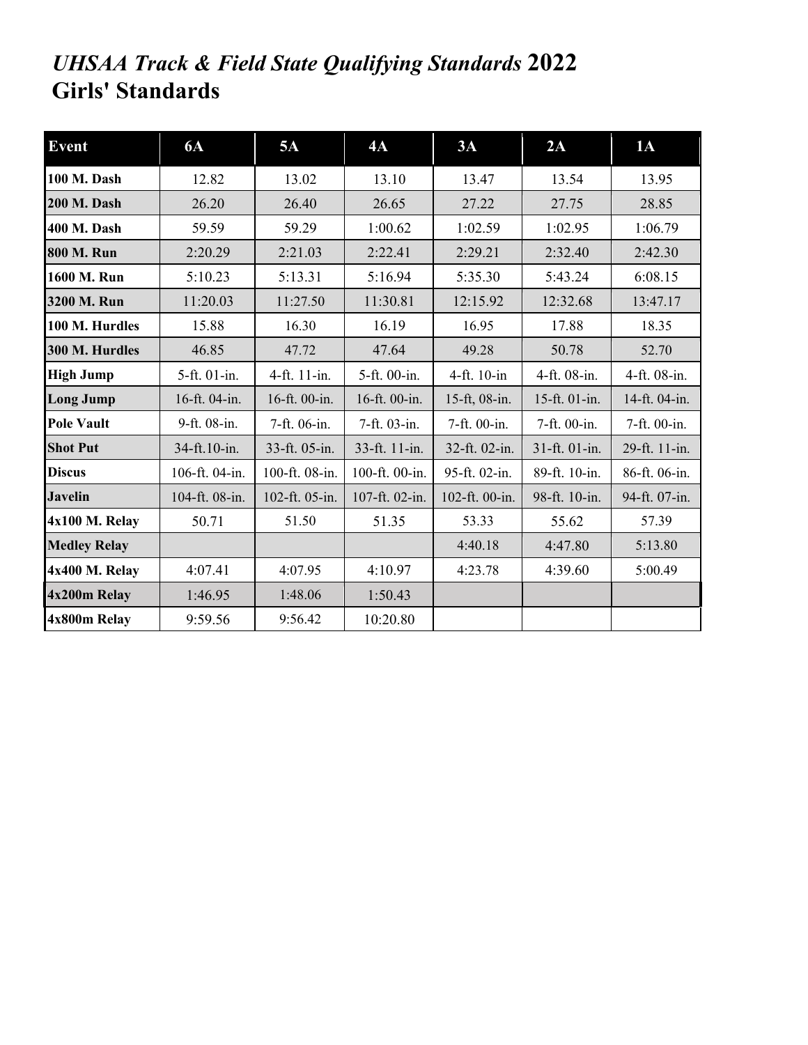# *UHSAA Track & Field State Qualifying Standards* 2022
## Girls' Standards

| Event | 6A | 5A | 4A | 3A | 2A | 1A |
|---|---|---|---|---|---|---|
| **100 M. Dash** | 12.82 | 13.02 | 13.10 | 13.47 | 13.54 | 13.95 |
| **200 M. Dash** | 26.20 | 26.40 | 26.65 | 27.22 | 27.75 | 28.85 |
| **400 M. Dash** | 59.59 | 59.29 | 1:00.62 | 1:02.59 | 1:02.95 | 1:06.79 |
| **800 M. Run** | 2:20.29 | 2:21.03 | 2:22.41 | 2:29.21 | 2:32.40 | 2:42.30 |
| **1600 M. Run** | 5:10.23 | 5:13.31 | 5:16.94 | 5:35.30 | 5:43.24 | 6:08.15 |
| **3200 M. Run** | 11:20.03 | 11:27.50 | 11:30.81 | 12:15.92 | 12:32.68 | 13:47.17 |
| **100 M. Hurdles** | 15.88 | 16.30 | 16.19 | 16.95 | 17.88 | 18.35 |
| **300 M. Hurdles** | 46.85 | 47.72 | 47.64 | 49.28 | 50.78 | 52.70 |
| **High Jump** | 5-ft. 01-in. | 4-ft. 11-in. | 5-ft. 00-in. | 4-ft. 10-in | 4-ft. 08-in. | 4-ft. 08-in. |
| **Long Jump** | 16-ft. 04-in. | 16-ft. 00-in. | 16-ft. 00-in. | 15-ft, 08-in. | 15-ft. 01-in. | 14-ft. 04-in. |
| **Pole Vault** | 9-ft. 08-in. | 7-ft. 06-in. | 7-ft. 03-in. | 7-ft. 00-in. | 7-ft. 00-in. | 7-ft. 00-in. |
| **Shot Put** | 34-ft.10-in. | 33-ft. 05-in. | 33-ft. 11-in. | 32-ft. 02-in. | 31-ft. 01-in. | 29-ft. 11-in. |
| **Discus** | 106-ft. 04-in. | 100-ft. 08-in. | 100-ft. 00-in. | 95-ft. 02-in. | 89-ft. 10-in. | 86-ft. 06-in. |
| **Javelin** | 104-ft. 08-in. | 102-ft. 05-in. | 107-ft. 02-in. | 102-ft. 00-in. | 98-ft. 10-in. | 94-ft. 07-in. |
| **4x100 M. Relay** | 50.71 | 51.50 | 51.35 | 53.33 | 55.62 | 57.39 |
| **Medley Relay** | | | | 4:40.18 | 4:47.80 | 5:13.80 |
| **4x400 M. Relay** | 4:07.41 | 4:07.95 | 4:10.97 | 4:23.78 | 4:39.60 | 5:00.49 |
| **4x200m Relay** | 1:46.95 | 1:48.06 | 1:50.43 | | | |
| **4x800m Relay** | 9:59.56 | 9:56.42 | 10:20.80 | | | |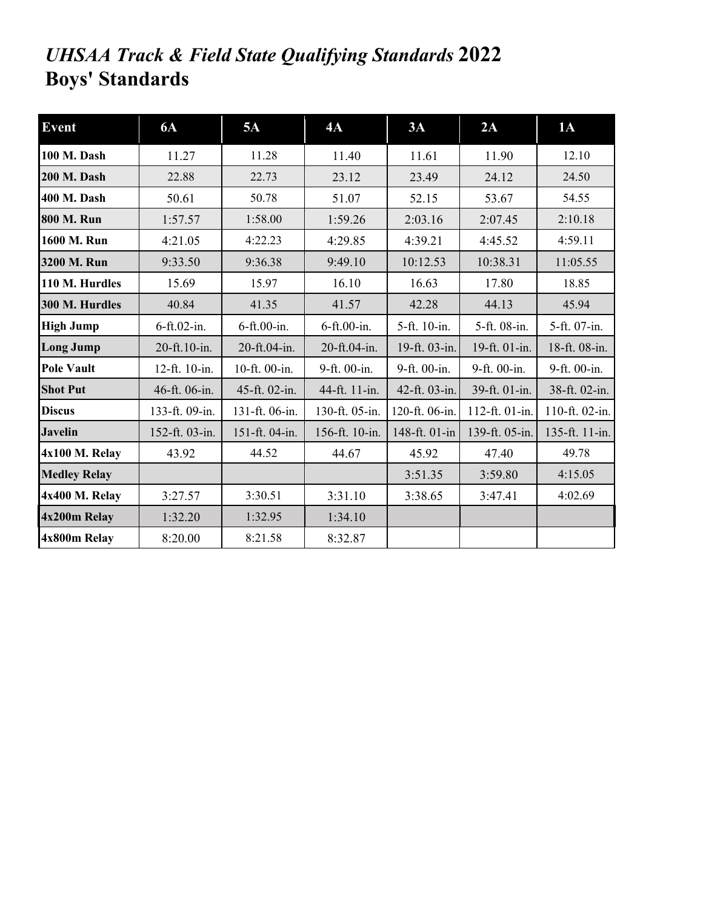# *UHSAA Track & Field State Qualifying Standards* 2022
## Boys' Standards

| Event | 6A | 5A | 4A | 3A | 2A | 1A |
|---|---|---|---|---|---|---|
| **100 M. Dash** | 11.27 | 11.28 | 11.40 | 11.61 | 11.90 | 12.10 |
| **200 M. Dash** | 22.88 | 22.73 | 23.12 | 23.49 | 24.12 | 24.50 |
| **400 M. Dash** | 50.61 | 50.78 | 51.07 | 52.15 | 53.67 | 54.55 |
| **800 M. Run** | 1:57.57 | 1:58.00 | 1:59.26 | 2:03.16 | 2:07.45 | 2:10.18 |
| **1600 M. Run** | 4:21.05 | 4:22.23 | 4:29.85 | 4:39.21 | 4:45.52 | 4:59.11 |
| **3200 M. Run** | 9:33.50 | 9:36.38 | 9:49.10 | 10:12.53 | 10:38.31 | 11:05.55 |
| **110 M. Hurdles** | 15.69 | 15.97 | 16.10 | 16.63 | 17.80 | 18.85 |
| **300 M. Hurdles** | 40.84 | 41.35 | 41.57 | 42.28 | 44.13 | 45.94 |
| **High Jump** | 6-ft.02-in. | 6-ft.00-in. | 6-ft.00-in. | 5-ft. 10-in. | 5-ft. 08-in. | 5-ft. 07-in. |
| **Long Jump** | 20-ft.10-in. | 20-ft.04-in. | 20-ft.04-in. | 19-ft. 03-in. | 19-ft. 01-in. | 18-ft. 08-in. |
| **Pole Vault** | 12-ft. 10-in. | 10-ft. 00-in. | 9-ft. 00-in. | 9-ft. 00-in. | 9-ft. 00-in. | 9-ft. 00-in. |
| **Shot Put** | 46-ft. 06-in. | 45-ft. 02-in. | 44-ft. 11-in. | 42-ft. 03-in. | 39-ft. 01-in. | 38-ft. 02-in. |
| **Discus** | 133-ft. 09-in. | 131-ft. 06-in. | 130-ft. 05-in. | 120-ft. 06-in. | 112-ft. 01-in. | 110-ft. 02-in. |
| **Javelin** | 152-ft. 03-in. | 151-ft. 04-in. | 156-ft. 10-in. | 148-ft. 01-in | 139-ft. 05-in. | 135-ft. 11-in. |
| **4x100 M. Relay** | 43.92 | 44.52 | 44.67 | 45.92 | 47.40 | 49.78 |
| **Medley Relay** | | | | 3:51.35 | 3:59.80 | 4:15.05 |
| **4x400 M. Relay** | 3:27.57 | 3:30.51 | 3:31.10 | 3:38.65 | 3:47.41 | 4:02.69 |
| **4x200m Relay** | 1:32.20 | 1:32.95 | 1:34.10 | | | |
| **4x800m Relay** | 8:20.00 | 8:21.58 | 8:32.87 | | | |